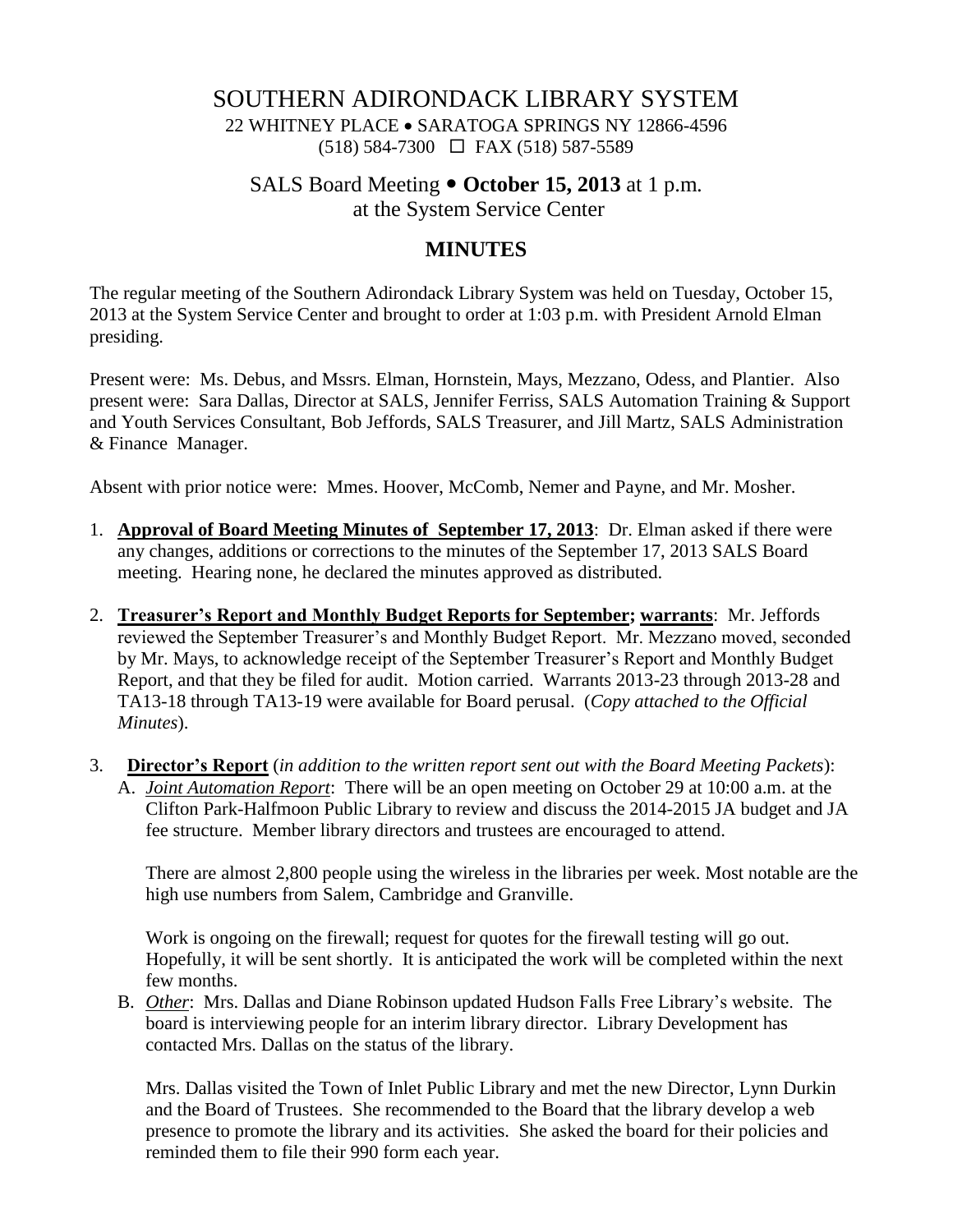# SOUTHERN ADIRONDACK LIBRARY SYSTEM

22 WHITNEY PLACE • SARATOGA SPRINGS NY 12866-4596
(518) 584-7300 ☐ FAX (518) 587-5589

## SALS Board Meeting • **October 15, 2013** at 1 p.m.
## at the System Service Center

## MINUTES

The regular meeting of the Southern Adirondack Library System was held on Tuesday, October 15, 2013 at the System Service Center and brought to order at 1:03 p.m. with President Arnold Elman presiding.

Present were: Ms. Debus, and Mssrs. Elman, Hornstein, Mays, Mezzano, Odess, and Plantier. Also present were: Sara Dallas, Director at SALS, Jennifer Ferriss, SALS Automation Training & Support and Youth Services Consultant, Bob Jeffords, SALS Treasurer, and Jill Martz, SALS Administration & Finance Manager.

Absent with prior notice were: Mmes. Hoover, McComb, Nemer and Payne, and Mr. Mosher.

1. **Approval of Board Meeting Minutes of September 17, 2013**: Dr. Elman asked if there were any changes, additions or corrections to the minutes of the September 17, 2013 SALS Board meeting. Hearing none, he declared the minutes approved as distributed.

2. **Treasurer's Report and Monthly Budget Reports for September; warrants**: Mr. Jeffords reviewed the September Treasurer's and Monthly Budget Report. Mr. Mezzano moved, seconded by Mr. Mays, to acknowledge receipt of the September Treasurer's Report and Monthly Budget Report, and that they be filed for audit. Motion carried. Warrants 2013-23 through 2013-28 and TA13-18 through TA13-19 were available for Board perusal. (*Copy attached to the Official Minutes*).

3. **Director's Report** (*in addition to the written report sent out with the Board Meeting Packets*):
   A. *Joint Automation Report*: There will be an open meeting on October 29 at 10:00 a.m. at the Clifton Park-Halfmoon Public Library to review and discuss the 2014-2015 JA budget and JA fee structure. Member library directors and trustees are encouraged to attend.

      There are almost 2,800 people using the wireless in the libraries per week. Most notable are the high use numbers from Salem, Cambridge and Granville.

      Work is ongoing on the firewall; request for quotes for the firewall testing will go out. Hopefully, it will be sent shortly. It is anticipated the work will be completed within the next few months.

   B. *Other*: Mrs. Dallas and Diane Robinson updated Hudson Falls Free Library's website. The board is interviewing people for an interim library director. Library Development has contacted Mrs. Dallas on the status of the library.

      Mrs. Dallas visited the Town of Inlet Public Library and met the new Director, Lynn Durkin and the Board of Trustees. She recommended to the Board that the library develop a web presence to promote the library and its activities. She asked the board for their policies and reminded them to file their 990 form each year.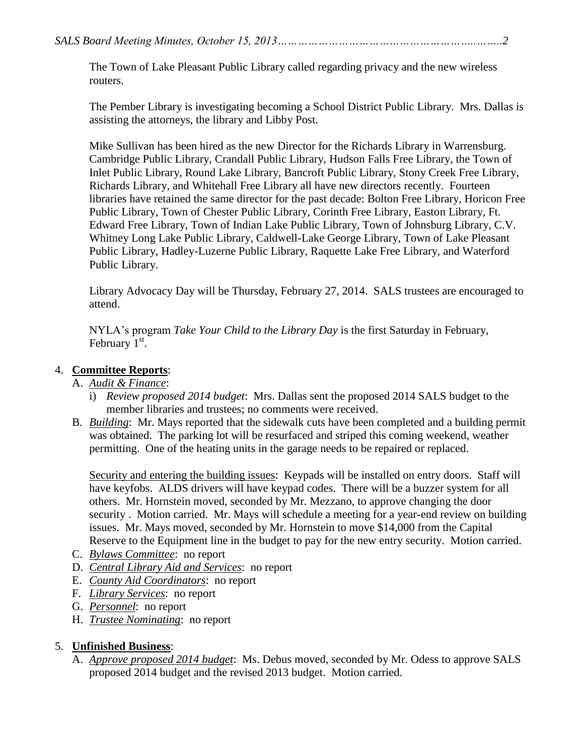The Town of Lake Pleasant Public Library called regarding privacy and the new wireless routers.

The Pember Library is investigating becoming a School District Public Library. Mrs. Dallas is assisting the attorneys, the library and Libby Post.

Mike Sullivan has been hired as the new Director for the Richards Library in Warrensburg. Cambridge Public Library, Crandall Public Library, Hudson Falls Free Library, the Town of Inlet Public Library, Round Lake Library, Bancroft Public Library, Stony Creek Free Library, Richards Library, and Whitehall Free Library all have new directors recently. Fourteen libraries have retained the same director for the past decade: Bolton Free Library, Horicon Free Public Library, Town of Chester Public Library, Corinth Free Library, Easton Library, Ft. Edward Free Library, Town of Indian Lake Public Library, Town of Johnsburg Library, C.V. Whitney Long Lake Public Library, Caldwell-Lake George Library, Town of Lake Pleasant Public Library, Hadley-Luzerne Public Library, Raquette Lake Free Library, and Waterford Public Library.

Library Advocacy Day will be Thursday, February 27, 2014. SALS trustees are encouraged to attend.

NYLA's program *Take Your Child to the Library Day* is the first Saturday in February, February 1st.

4. **Committee Reports**:
   A. *Audit & Finance*:
      i) *Review proposed 2014 budget*: Mrs. Dallas sent the proposed 2014 SALS budget to the member libraries and trustees; no comments were received.
   B. *Building*: Mr. Mays reported that the sidewalk cuts have been completed and a building permit was obtained. The parking lot will be resurfaced and striped this coming weekend, weather permitting. One of the heating units in the garage needs to be repaired or replaced.

      Security and entering the building issues: Keypads will be installed on entry doors. Staff will have keyfobs. ALDS drivers will have keypad codes. There will be a buzzer system for all others. Mr. Hornstein moved, seconded by Mr. Mezzano, to approve changing the door security . Motion carried. Mr. Mays will schedule a meeting for a year-end review on building issues. Mr. Mays moved, seconded by Mr. Hornstein to move $14,000 from the Capital Reserve to the Equipment line in the budget to pay for the new entry security. Motion carried.
   C. *Bylaws Committee*: no report
   D. *Central Library Aid and Services*: no report
   E. *County Aid Coordinators*: no report
   F. *Library Services*: no report
   G. *Personnel*: no report
   H. *Trustee Nominating*: no report

5. **Unfinished Business**:
   A. *Approve proposed 2014 budget*: Ms. Debus moved, seconded by Mr. Odess to approve SALS proposed 2014 budget and the revised 2013 budget. Motion carried.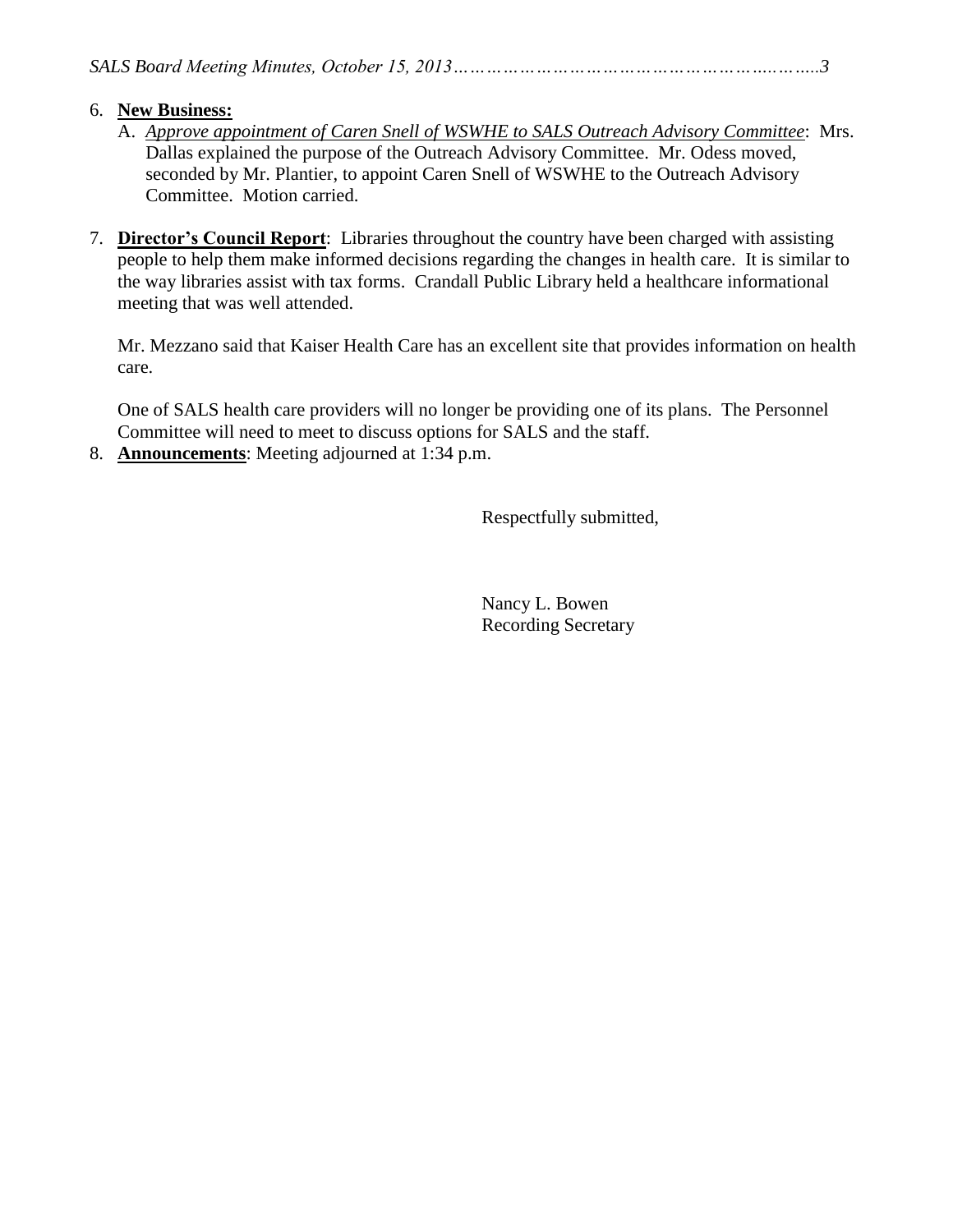6. **New Business:**
   A. *Approve appointment of Caren Snell of WSWHE to SALS Outreach Advisory Committee*: Mrs. Dallas explained the purpose of the Outreach Advisory Committee. Mr. Odess moved, seconded by Mr. Plantier, to appoint Caren Snell of WSWHE to the Outreach Advisory Committee. Motion carried.

7. **Director's Council Report**: Libraries throughout the country have been charged with assisting people to help them make informed decisions regarding the changes in health care. It is similar to the way libraries assist with tax forms. Crandall Public Library held a healthcare informational meeting that was well attended.

   Mr. Mezzano said that Kaiser Health Care has an excellent site that provides information on health care.

   One of SALS health care providers will no longer be providing one of its plans. The Personnel Committee will need to meet to discuss options for SALS and the staff.

8. **Announcements**: Meeting adjourned at 1:34 p.m.

Respectfully submitted,

Nancy L. Bowen
Recording Secretary